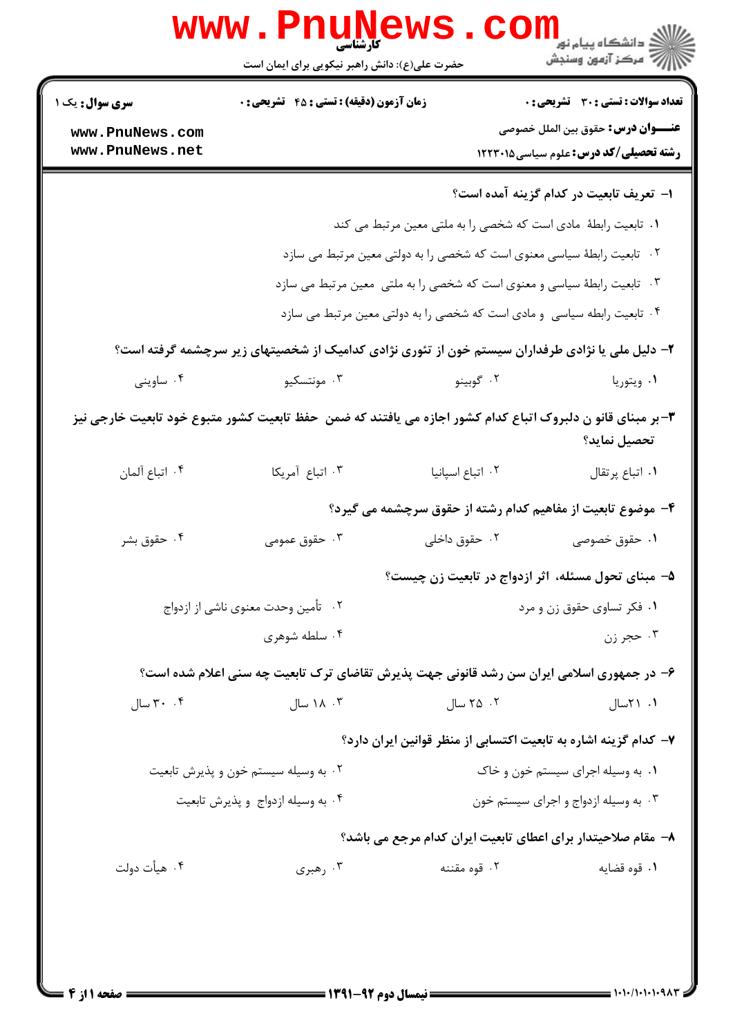کارشناسی

حضرت علی(ع): دانش راهبر نیکویی برای ایمان است

دانشگاه پیام نور
مرکز آزمون وسنجش

**سری سوال:** یک ۱

**زمان آزمون (دقیقه) : تستی : ۴۵ تشریحی : ۰**

**تعداد سوالات : تستی : ۳۰ تشریحی : ۰**

**عنـــوان درس:** حقوق بین الملل خصوصی

**رشته تحصیلی/کد درس:** علوم سیاسی ۱۲۲۳۰۱۵

**۱- تعریف تابعیت در کدام گزینه آمده است؟**

۱. تابعیت رابطهٔ مادی است که شخصی را به ملتی معین مرتبط می کند

۲. تابعیت رابطهٔ سیاسی معنوی است که شخصی را به دولتی معین مرتبط می سازد

۳. تابعیت رابطهٔ سیاسی و معنوی است که شخصی را به ملتی معین مرتبط می سازد

۴. تابعیت رابطه سیاسی و مادی است که شخصی را به دولتی معین مرتبط می سازد

**۲- دلیل ملی یا نژادی طرفداران سیستم خون از تئوری نژادی کدامیک از شخصیتهای زیر سرچشمه گرفته است؟**

۱. ویتوریا
۲. گوبینو
۳. مونتسکیو
۴. ساوینی

**۳-بر مبنای قانو ن دلبروک اتباع کدام کشور اجازه می یافتند که ضمن حفظ تابعیت کشور متبوع خود تابعیت خارجی نیز تحصیل نماید؟**

۱. اتباع پرتقال
۲. اتباع اسپانیا
۳. اتباع آمریکا
۴. اتباع آلمان

**۴- موضوع تابعیت از مفاهیم کدام رشته از حقوق سرچشمه می گیرد؟**

۱. حقوق خصوصی
۲. حقوق داخلی
۳. حقوق عمومی
۴. حقوق بشر

**۵- مبنای تحول مسئله، اثر ازدواج در تابعیت زن چیست؟**

۱. فکر تساوی حقوق زن و مرد
۲. تأمین وحدت معنوی ناشی از ازدواج
۳. حجر زن
۴. سلطه شوهری

**۶- در جمهوری اسلامی ایران سن رشد قانونی جهت پذیرش تقاضای ترک تابعیت چه سنی اعلام شده است؟**

۱. ۲۱سال
۲. ۲۵ سال
۳. ۱۸ سال
۴. ۳۰ سال

**۷- کدام گزینه اشاره به تابعیت اکتسابی از منظر قوانین ایران دارد؟**

۱. به وسیله اجرای سیستم خون و خاک
۲. به وسیله سیستم خون و پذیرش تابعیت
۳. به وسیله ازدواج و اجرای سیستم خون
۴. به وسیله ازدواج و پذیرش تابعیت

**۸- مقام صلاحیتدار برای اعطای تابعیت ایران کدام مرجع می باشد؟**

۱. قوه قضایه
۲. قوه مقننه
۳. رهبری
۴. هیأت دولت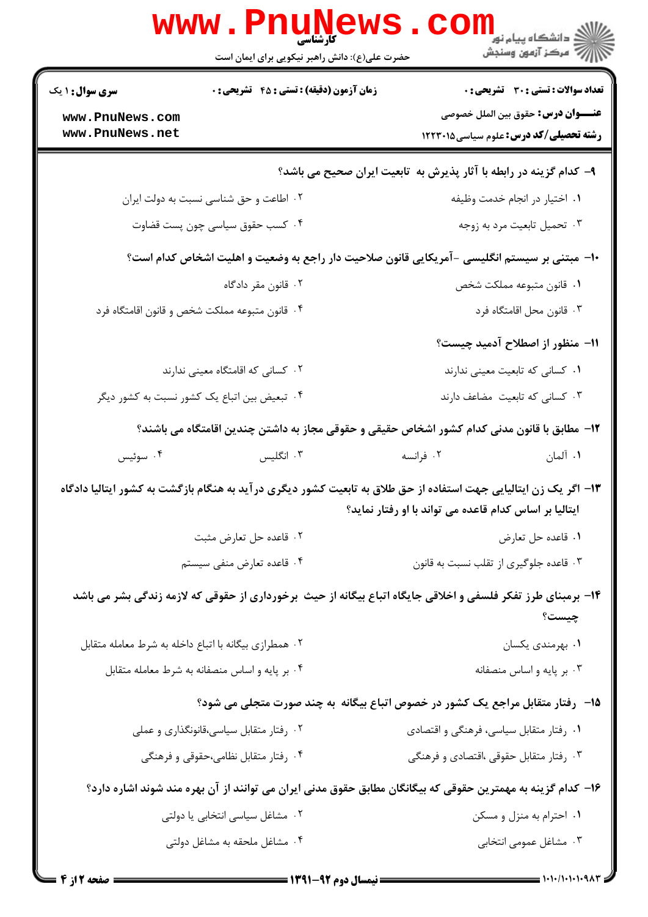۹- کدام گزینه در رابطه با آثار پذیرش به تابعیت ایران صحیح می باشد؟

۱. اختیار در انجام خدمت وظیفه

۲. اطاعت و حق شناسی نسبت به دولت ایران

۳. تحمیل تابعیت مرد به زوجه

۴. کسب حقوق سیاسی چون پست قضاوت

۱۰- مبتنی بر سیستم انگلیسی -آمریکایی قانون صلاحیت دار راجع به وضعیت و اهلیت اشخاص کدام است؟

۱. قانون متبوعه مملکت شخص

۲. قانون مقر دادگاه

۳. قانون محل اقامتگاه فرد

۴. قانون متبوعه مملکت شخص و قانون اقامتگاه فرد

۱۱- منظور از اصطلاح آدمید چیست؟

۱. کسانی که تابعیت معینی ندارند

۲. کسانی که اقامتگاه معینی ندارند

۳. کسانی که تابعیت مضاعف دارند

۴. تبعیض بین اتباع یک کشور نسبت به کشور دیگر

۱۲- مطابق با قانون مدنی کدام کشور اشخاص حقیقی و حقوقی مجاز به داشتن چندین اقامتگاه می باشند؟

۱. آلمان

۲. فرانسه

۳. انگلیس

۴. سوئیس

۱۳- اگر یک زن ایتالیایی جهت استفاده از حق طلاق به تابعیت کشور دیگری درآید به هنگام بازگشت به کشور ایتالیا دادگاه ایتالیا بر اساس کدام قاعده می تواند با او رفتار نماید؟

۱. قاعده حل تعارض

۲. قاعده حل تعارض مثبت

۳. قاعده جلوگیری از تقلب نسبت به قانون

۴. قاعده تعارض منفی سیستم

۱۴- برمبنای طرز تفکر فلسفی و اخلاقی جایگاه اتباع بیگانه از حیث برخورداری از حقوقی که لازمه زندگی بشر می باشد چیست؟

۱. بهرمندی یکسان

۲. همطرازی بیگانه با اتباع داخله به شرط معامله متقابل

۳. بر پایه و اساس منصفانه

۴. بر پایه و اساس منصفانه به شرط معامله متقابل

۱۵- رفتار متقابل مراجع یک کشور در خصوص اتباع بیگانه به چند صورت متجلی می شود؟

۱. رفتار متقابل سیاسی، فرهنگی و اقتصادی

۲. رفتار متقابل سیاسی،قانونگذاری و عملی

۳. رفتار متقابل حقوقی ،اقتصادی و فرهنگی

۴. رفتار متقابل نظامی،حقوقی و فرهنگی

۱۶- کدام گزینه به مهمترین حقوقی که بیگانگان مطابق حقوق مدنی ایران می توانند از آن بهره مند شوند اشاره دارد؟

۱. احترام به منزل و مسکن

۲. مشاغل سیاسی انتخابی یا دولتی

۳. مشاغل عمومی انتخابی

۴. مشاغل ملحقه به مشاغل دولتی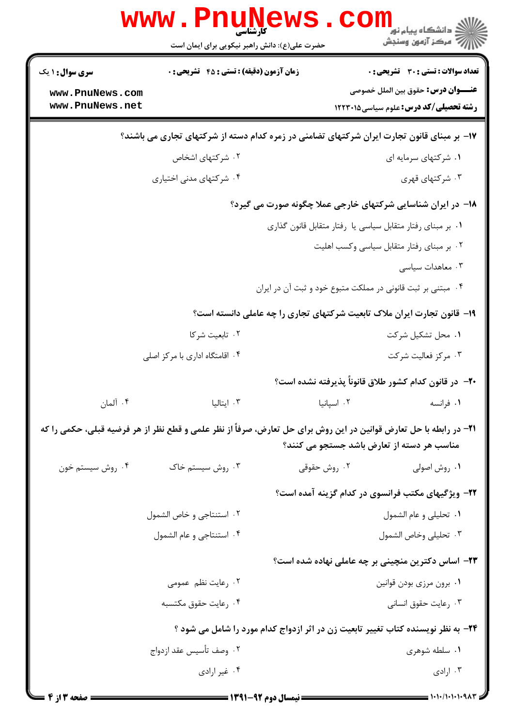۱۷- بر مبنای قانون تجارت ایران شرکتهای تضامنی در زمره کدام دسته از شرکتهای تجاری می باشند؟

۱. شرکتهای سرمایه ای
۲. شرکتهای اشخاص
۳. شرکتهای قهری
۴. شرکتهای مدنی اختیاری

۱۸- در ایران شناسایی شرکتهای خارجی عملا چگونه صورت می گیرد؟

۱. بر مبنای رفتار متقابل سیاسی یا رفتار متقابل قانون گذاری
۲. بر مبنای رفتار متقابل سیاسی وکسب اهلیت
۳. معاهدات سیاسی
۴. مبتنی بر ثبت قانونی در مملکت متبوع خود و ثبت آن در ایران

۱۹- قانون تجارت ایران ملاک تابعیت شرکتهای تجاری را چه عاملی دانسته است؟

۱. محل تشکیل شرکت
۲. تابعیت شرکا
۳. مرکز فعالیت شرکت
۴. اقامتگاه اداری یا مرکز اصلی

۲۰- در قانون کدام کشور طلاق قانوناً پذیرفته نشده است؟

۱. فرانسه
۲. اسپانیا
۳. ایتالیا
۴. آلمان

۲۱- در رابطه با حل تعارض قوانین در این روش برای حل تعارض، صرفاً از نظر علمی و قطع نظر از هر فرضیه قبلی، حکمی را که مناسب هر دسته از تعارض باشد جستجو می کنند؟

۱. روش اصولی
۲. روش حقوقی
۳. روش سیستم خاک
۴. روش سیستم خون

۲۲- ویژگیهای مکتب فرانسوی در کدام گزینه آمده است؟

۱. تحلیلی و عام الشمول
۲. استنتاجی و خاص الشمول
۳. تحلیلی وخاص الشمول
۴. استنتاجی و عام الشمول

۲۳- اساس دکترین منچینی بر چه عاملی نهاده شده است؟

۱. برون مرزی بودن قوانین
۲. رعایت نظم عمومی
۳. رعایت حقوق انسانی
۴. رعایت حقوق مکتسبه

۲۴- به نظر نویسنده کتاب تغییر تابعیت زن در اثر ازدواج کدام مورد را شامل می شود ؟

۱. سلطه شوهری
۲. وصف تأسیس عقد ازدواج
۳. ارادی
۴. غیر ارادی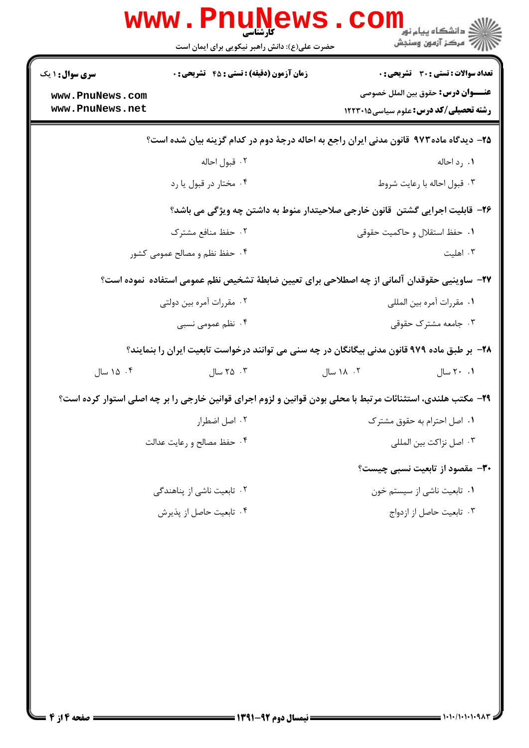۲۵- دیدگاه ماده۹۷۳ قانون مدنی ایران راجع به احاله درجهٔ دوم در کدام گزینه بیان شده است؟

۱. رد احاله

۲. قبول احاله

۳. قبول احاله با رعایت شروط

۴. مختار در قبول یا رد

۲۶- قابلیت اجرایی گشتن قانون خارجی صلاحیتدار منوط به داشتن چه ویژگی می باشد؟

۱. حفظ استقلال و حاکمیت حقوقی

۲. حفظ منافع مشترک

۳. اهلیت

۴. حفظ نظم و مصالح عمومی کشور

۲۷- ساوینیی حقوقدان آلمانی از چه اصطلاحی برای تعیین ضابطهٔ تشخیص نظم عمومی استفاده نموده است؟

۱. مقررات آمره بین المللی

۲. مقررات آمره بین دولتی

۳. جامعه مشترک حقوقی

۴. نظم عمومی نسبی

۲۸- بر طبق ماده ۹۷۹ قانون مدنی بیگانگان در چه سنی می توانند درخواست تابعیت ایران را بنمایند؟

۱. ۲۰ سال

۲. ۱۸ سال

۳. ۲۵ سال

۴. ۱۵ سال

۲۹- مکتب هلندی، استثنائات مرتبط با محلی بودن قوانین و لزوم اجرای قوانین خارجی را بر چه اصلی استوار کرده است؟

۱. اصل احترام به حقوق مشترک

۲. اصل اضطرار

۳. اصل نزاکت بین المللی

۴. حفظ مصالح و رعایت عدالت

۳۰- مقصود از تابعیت نسبی چیست؟

۱. تابعیت ناشی از سیستم خون

۲. تابعیت ناشی از پناهندگی

۳. تابعیت حاصل از ازدواج

۴. تابعیت حاصل از پذیرش